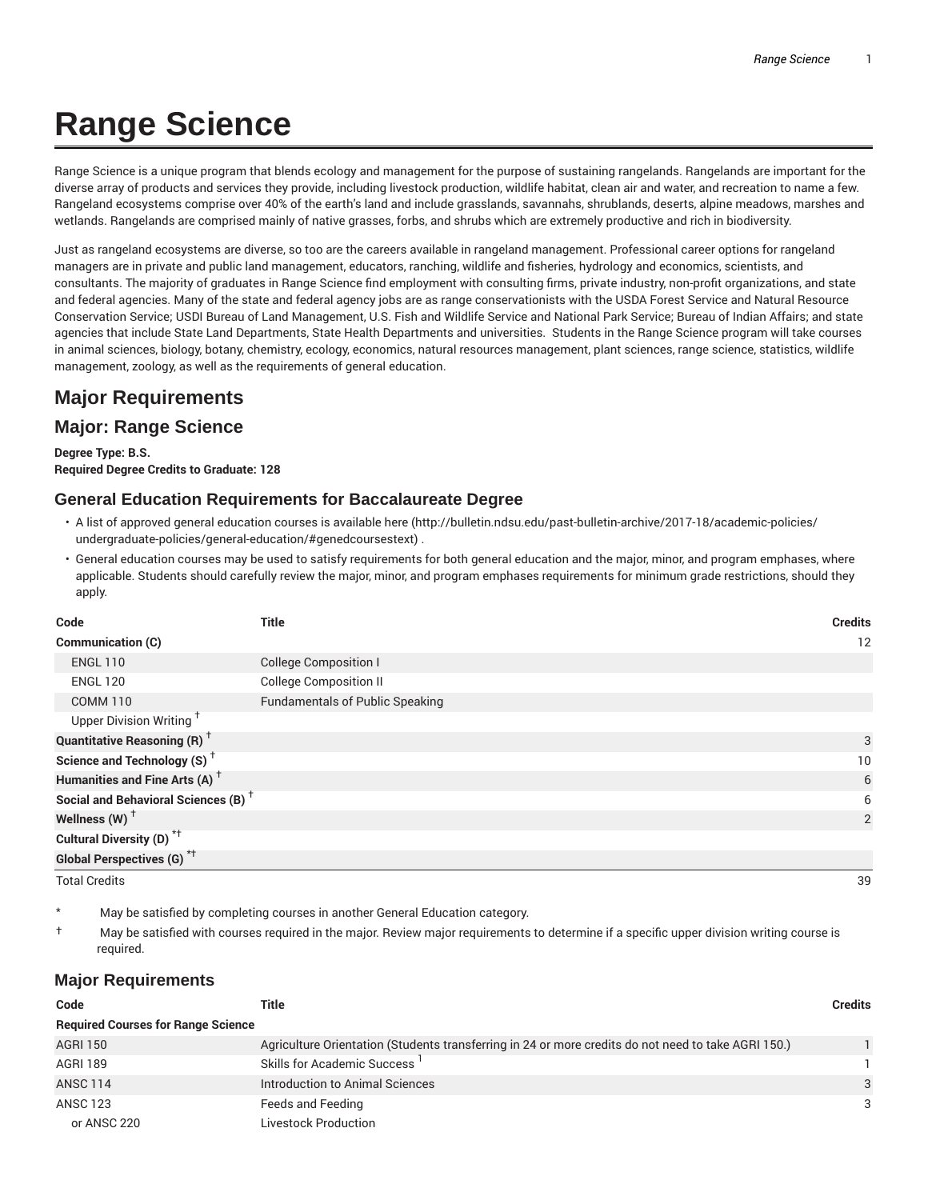# Range Science

Range Science is a unique program that blends ecology and management for the purpose of sustaining rangelands. Rangelands are important for the diverse array of products and services they provide, including livestock production, wildlife habitat, clean air and water, and recreation to name a few. Rangeland ecosystems comprise over 40% of the earth's land and include grasslands, savannahs, shrublands, deserts, alpine meadows, marshes and wetlands. Rangelands are comprised mainly of native grasses, forbs, and shrubs which are extremely productive and rich in biodiversity.

Just as rangeland ecosystems are diverse, so too are the careers available in rangeland management. Professional career options for rangeland managers are in private and public land management, educators, ranching, wildlife and fisheries, hydrology and economics, scientists, and consultants. The majority of graduates in Range Science find employment with consulting firms, private industry, non-profit organizations, and state and federal agencies. Many of the state and federal agency jobs are as range conservationists with the USDA Forest Service and Natural Resource Conservation Service; USDI Bureau of Land Management, U.S. Fish and Wildlife Service and National Park Service; Bureau of Indian Affairs; and state agencies that include State Land Departments, State Health Departments and universities. Students in the Range Science program will take courses in animal sciences, biology, botany, chemistry, ecology, economics, natural resources management, plant sciences, range science, statistics, wildlife management, zoology, as well as the requirements of general education.

## Major Requirements

## Major: Range Science

**Degree Type: B.S.**
**Required Degree Credits to Graduate: 128**

### General Education Requirements for Baccalaureate Degree

- A list of approved general education courses is available here (http://bulletin.ndsu.edu/past-bulletin-archive/2017-18/academic-policies/undergraduate-policies/general-education/#genedcoursestext) .
- General education courses may be used to satisfy requirements for both general education and the major, minor, and program emphases, where applicable. Students should carefully review the major, minor, and program emphases requirements for minimum grade restrictions, should they apply.

| Code | Title | Credits |
|---|---|---|
| **Communication (C)** | | 12 |
| ENGL 110 | College Composition I | |
| ENGL 120 | College Composition II | |
| COMM 110 | Fundamentals of Public Speaking | |
| Upper Division Writing † | | |
| **Quantitative Reasoning (R) †** | | 3 |
| **Science and Technology (S) †** | | 10 |
| **Humanities and Fine Arts (A) †** | | 6 |
| **Social and Behavioral Sciences (B) †** | | 6 |
| **Wellness (W) †** | | 2 |
| **Cultural Diversity (D) *†** | | |
| **Global Perspectives (G) *†** | | |
| Total Credits | | 39 |

\* May be satisfied by completing courses in another General Education category.

† May be satisfied with courses required in the major. Review major requirements to determine if a specific upper division writing course is required.

### Major Requirements

| Code | Title | Credits |
|---|---|---|
| **Required Courses for Range Science** | | |
| AGRI 150 | Agriculture Orientation (Students transferring in 24 or more credits do not need to take AGRI 150.) | 1 |
| AGRI 189 | Skills for Academic Success [1] | 1 |
| ANSC 114 | Introduction to Animal Sciences | 3 |
| ANSC 123 | Feeds and Feeding | 3 |
| or ANSC 220 | Livestock Production | |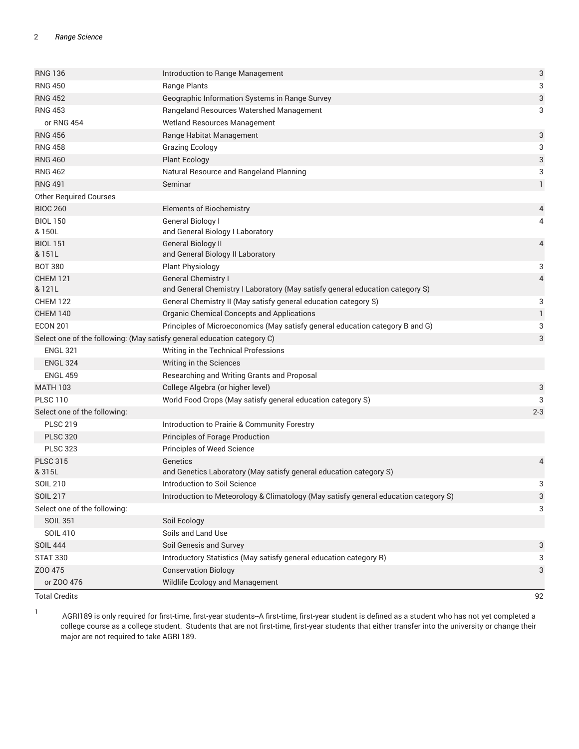| | | |
|---|---|---|
| RNG 136 | Introduction to Range Management | 3 |
| RNG 450 | Range Plants | 3 |
| RNG 452 | Geographic Information Systems in Range Survey | 3 |
| RNG 453 | Rangeland Resources Watershed Management | 3 |
| or RNG 454 | Wetland Resources Management | |
| RNG 456 | Range Habitat Management | 3 |
| RNG 458 | Grazing Ecology | 3 |
| RNG 460 | Plant Ecology | 3 |
| RNG 462 | Natural Resource and Rangeland Planning | 3 |
| RNG 491 | Seminar | 1 |
| Other Required Courses | | |
| BIOC 260 | Elements of Biochemistry | 4 |
| BIOL 150 & 150L | General Biology I and General Biology I Laboratory | 4 |
| BIOL 151 & 151L | General Biology II and General Biology II Laboratory | 4 |
| BOT 380 | Plant Physiology | 3 |
| CHEM 121 & 121L | General Chemistry I and General Chemistry I Laboratory (May satisfy general education category S) | 4 |
| CHEM 122 | General Chemistry II (May satisfy general education category S) | 3 |
| CHEM 140 | Organic Chemical Concepts and Applications | 1 |
| ECON 201 | Principles of Microeconomics (May satisfy general education category B and G) | 3 |
| Select one of the following: (May satisfy general education category C) | | 3 |
| ENGL 321 | Writing in the Technical Professions | |
| ENGL 324 | Writing in the Sciences | |
| ENGL 459 | Researching and Writing Grants and Proposal | |
| MATH 103 | College Algebra (or higher level) | 3 |
| PLSC 110 | World Food Crops (May satisfy general education category S) | 3 |
| Select one of the following: | | 2-3 |
| PLSC 219 | Introduction to Prairie & Community Forestry | |
| PLSC 320 | Principles of Forage Production | |
| PLSC 323 | Principles of Weed Science | |
| PLSC 315 & 315L | Genetics and Genetics Laboratory (May satisfy general education category S) | 4 |
| SOIL 210 | Introduction to Soil Science | 3 |
| SOIL 217 | Introduction to Meteorology & Climatology (May satisfy general education category S) | 3 |
| Select one of the following: | | 3 |
| SOIL 351 | Soil Ecology | |
| SOIL 410 | Soils and Land Use | |
| SOIL 444 | Soil Genesis and Survey | 3 |
| STAT 330 | Introductory Statistics (May satisfy general education category R) | 3 |
| ZOO 475 | Conservation Biology | 3 |
| or ZOO 476 | Wildlife Ecology and Management | |
| Total Credits | | 92 |

[1] AGRI189 is only required for first-time, first-year students--A first-time, first-year student is defined as a student who has not yet completed a college course as a college student. Students that are not first-time, first-year students that either transfer into the university or change their major are not required to take AGRI 189.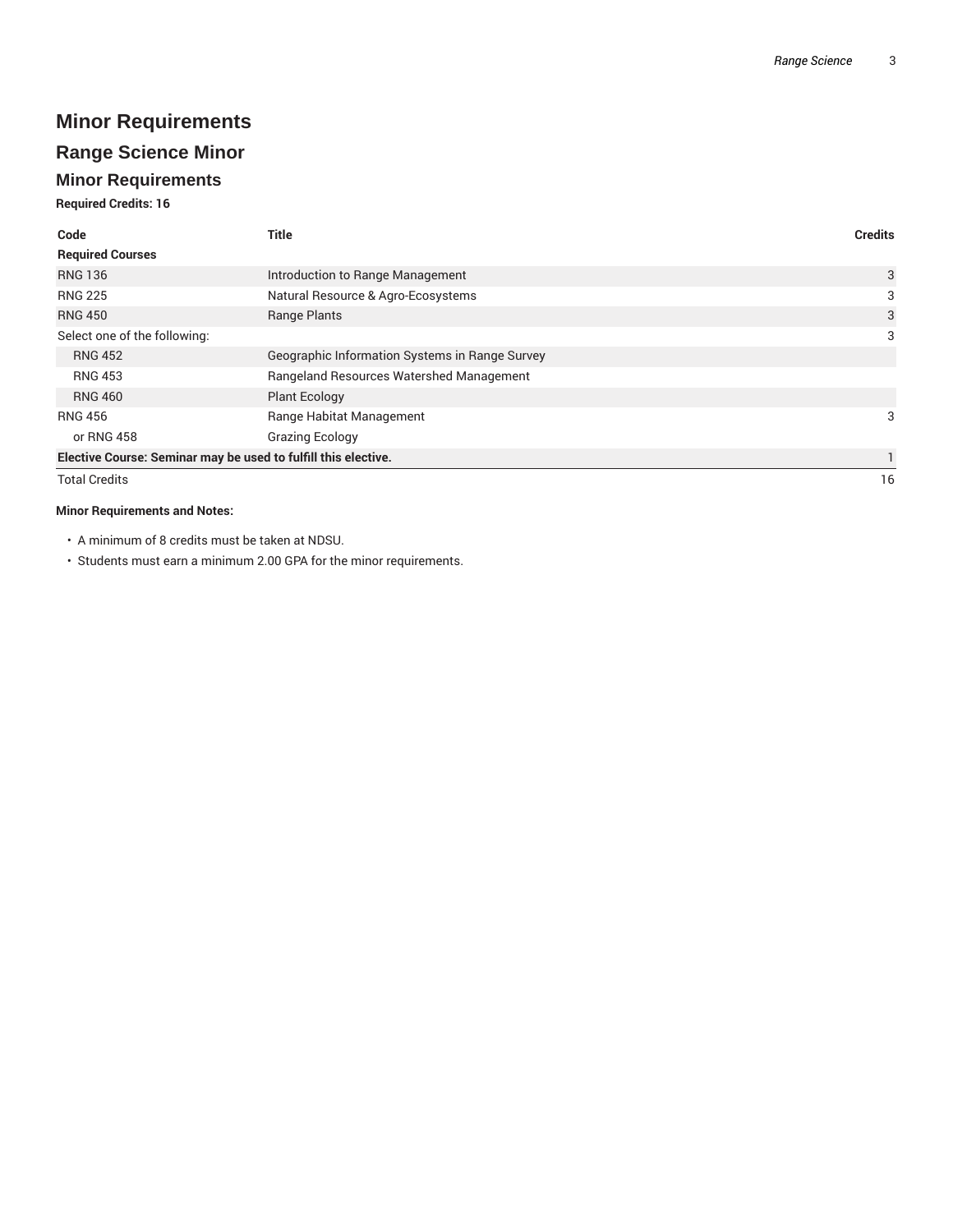# Minor Requirements

## Range Science Minor

### Minor Requirements

**Required Credits: 16**

| Code | Title | Credits |
|---|---|---|
| **Required Courses** | | |
| RNG 136 | Introduction to Range Management | 3 |
| RNG 225 | Natural Resource & Agro-Ecosystems | 3 |
| RNG 450 | Range Plants | 3 |
| Select one of the following: | | 3 |
| RNG 452 | Geographic Information Systems in Range Survey | |
| RNG 453 | Rangeland Resources Watershed Management | |
| RNG 460 | Plant Ecology | |
| RNG 456 | Range Habitat Management | 3 |
| or RNG 458 | Grazing Ecology | |
| **Elective Course: Seminar may be used to fulfill this elective.** | | 1 |
| Total Credits | | 16 |

**Minor Requirements and Notes:**

- A minimum of 8 credits must be taken at NDSU.
- Students must earn a minimum 2.00 GPA for the minor requirements.